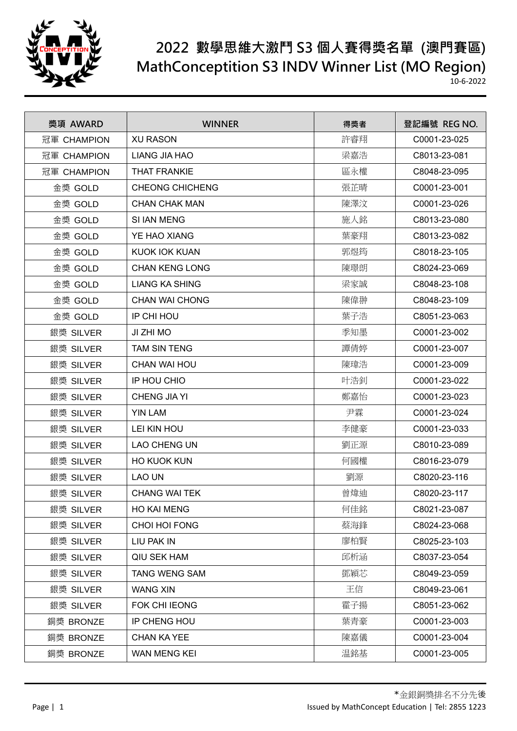# 2022 數學思維大激鬥 S3 個人賽得獎名單 (澳門賽區)
# MathConception S3 INDV Winner List (MO Region)

10-6-2022

| 獎項 AWARD | WINNER | 得獎者 | 登記編號 REG NO. |
|---|---|---|---|
| 冠軍 CHAMPION | XU RASON | 許睿翔 | C0001-23-025 |
| 冠軍 CHAMPION | LIANG JIA HAO | 梁嘉浩 | C8013-23-081 |
| 冠軍 CHAMPION | THAT FRANKIE | 區永權 | C8048-23-095 |
| 金獎 GOLD | CHEONG CHICHENG | 張芷晴 | C0001-23-001 |
| 金獎 GOLD | CHAN CHAK MAN | 陳澤汶 | C0001-23-026 |
| 金獎 GOLD | SI IAN MENG | 施人銘 | C8013-23-080 |
| 金獎 GOLD | YE HAO XIANG | 葉豪翔 | C8013-23-082 |
| 金獎 GOLD | KUOK IOK KUAN | 郭煜筠 | C8018-23-105 |
| 金獎 GOLD | CHAN KENG LONG | 陳璟朗 | C8024-23-069 |
| 金獎 GOLD | LIANG KA SHING | 梁家誠 | C8048-23-108 |
| 金獎 GOLD | CHAN WAI CHONG | 陳偉翀 | C8048-23-109 |
| 金獎 GOLD | IP CHI HOU | 葉子浩 | C8051-23-063 |
| 銀獎 SILVER | JI ZHI MO | 季知墨 | C0001-23-002 |
| 銀獎 SILVER | TAM SIN TENG | 譚倩婷 | C0001-23-007 |
| 銀獎 SILVER | CHAN WAI HOU | 陳瑋浩 | C0001-23-009 |
| 銀獎 SILVER | IP HOU CHIO | 叶浩釗 | C0001-23-022 |
| 銀獎 SILVER | CHENG JIA YI | 鄭嘉怡 | C0001-23-023 |
| 銀獎 SILVER | YIN LAM | 尹霖 | C0001-23-024 |
| 銀獎 SILVER | LEI KIN HOU | 李健豪 | C0001-23-033 |
| 銀獎 SILVER | LAO CHENG UN | 劉正源 | C8010-23-089 |
| 銀獎 SILVER | HO KUOK KUN | 何國權 | C8016-23-079 |
| 銀獎 SILVER | LAO UN | 劉源 | C8020-23-116 |
| 銀獎 SILVER | CHANG WAI TEK | 曾煒迪 | C8020-23-117 |
| 銀獎 SILVER | HO KAI MENG | 何佳銘 | C8021-23-087 |
| 銀獎 SILVER | CHOI HOI FONG | 蔡海鋒 | C8024-23-068 |
| 銀獎 SILVER | LIU PAK IN | 廖柏賢 | C8025-23-103 |
| 銀獎 SILVER | QIU SEK HAM | 邱析涵 | C8037-23-054 |
| 銀獎 SILVER | TANG WENG SAM | 鄧穎芯 | C8049-23-059 |
| 銀獎 SILVER | WANG XIN | 王信 | C8049-23-061 |
| 銀獎 SILVER | FOK CHI IEONG | 霍子揚 | C8051-23-062 |
| 銅獎 BRONZE | IP CHENG HOU | 葉青豪 | C0001-23-003 |
| 銅獎 BRONZE | CHAN KA YEE | 陳嘉儀 | C0001-23-004 |
| 銅獎 BRONZE | WAN MENG KEI | 温銘基 | C0001-23-005 |

*金銀銅獎排名不分先後

Issued by MathConcept Education | Tel: 2855 1223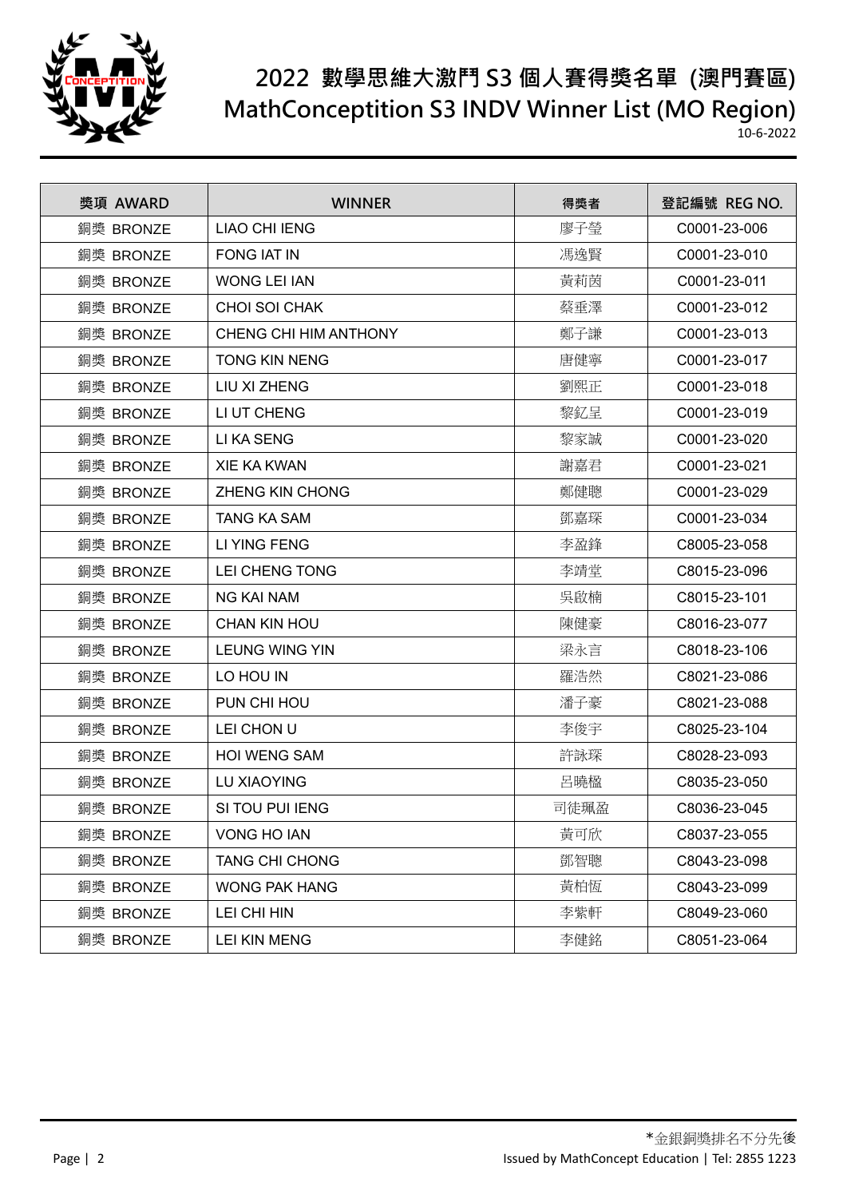# 2022 數學思維大激鬥 S3 個人賽得獎名單 (澳門賽區)
# MathConception S3 INDV Winner List (MO Region)

10-6-2022

| 獎項 AWARD | WINNER | 得獎者 | 登記編號 REG NO. |
|---|---|---|---|
| 銅獎 BRONZE | LIAO CHI IENG | 廖子瑩 | C0001-23-006 |
| 銅獎 BRONZE | FONG IAT IN | 馮逸賢 | C0001-23-010 |
| 銅獎 BRONZE | WONG LEI IAN | 黃莉茵 | C0001-23-011 |
| 銅獎 BRONZE | CHOI SOI CHAK | 蔡垂澤 | C0001-23-012 |
| 銅獎 BRONZE | CHENG CHI HIM ANTHONY | 鄭子謙 | C0001-23-013 |
| 銅獎 BRONZE | TONG KIN NENG | 唐健寧 | C0001-23-017 |
| 銅獎 BRONZE | LIU XI ZHENG | 劉熙正 | C0001-23-018 |
| 銅獎 BRONZE | LI UT CHENG | 黎鈺呈 | C0001-23-019 |
| 銅獎 BRONZE | LI KA SENG | 黎家誠 | C0001-23-020 |
| 銅獎 BRONZE | XIE KA KWAN | 謝嘉君 | C0001-23-021 |
| 銅獎 BRONZE | ZHENG KIN CHONG | 鄭健聰 | C0001-23-029 |
| 銅獎 BRONZE | TANG KA SAM | 鄧嘉琛 | C0001-23-034 |
| 銅獎 BRONZE | LI YING FENG | 李盈鋒 | C8005-23-058 |
| 銅獎 BRONZE | LEI CHENG TONG | 李靖堂 | C8015-23-096 |
| 銅獎 BRONZE | NG KAI NAM | 吳啟楠 | C8015-23-101 |
| 銅獎 BRONZE | CHAN KIN HOU | 陳健豪 | C8016-23-077 |
| 銅獎 BRONZE | LEUNG WING YIN | 梁永言 | C8018-23-106 |
| 銅獎 BRONZE | LO HOU IN | 羅浩然 | C8021-23-086 |
| 銅獎 BRONZE | PUN CHI HOU | 潘子豪 | C8021-23-088 |
| 銅獎 BRONZE | LEI CHON U | 李俊宇 | C8025-23-104 |
| 銅獎 BRONZE | HOI WENG SAM | 許詠琛 | C8028-23-093 |
| 銅獎 BRONZE | LU XIAOYING | 呂曉楹 | C8035-23-050 |
| 銅獎 BRONZE | SI TOU PUI IENG | 司徒珮盈 | C8036-23-045 |
| 銅獎 BRONZE | VONG HO IAN | 黃可欣 | C8037-23-055 |
| 銅獎 BRONZE | TANG CHI CHONG | 鄧智聰 | C8043-23-098 |
| 銅獎 BRONZE | WONG PAK HANG | 黃柏恆 | C8043-23-099 |
| 銅獎 BRONZE | LEI CHI HIN | 李紫軒 | C8049-23-060 |
| 銅獎 BRONZE | LEI KIN MENG | 李健銘 | C8051-23-064 |

*金銀銅獎排名不分先後

Issued by MathConcept Education | Tel: 2855 1223